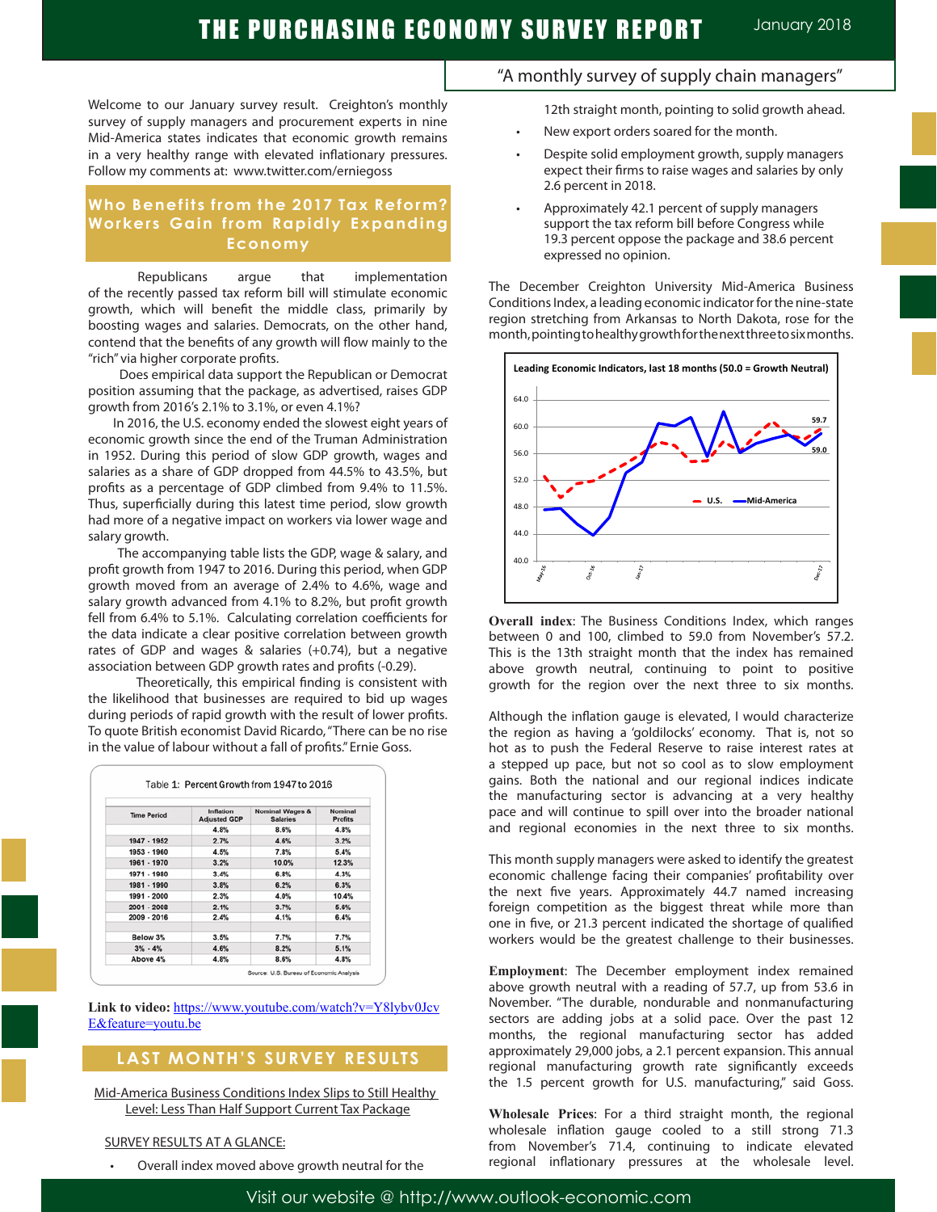# THE PURCHASING ECONOMY SURVEY REPORT

January 2018

"A monthly survey of supply chain managers"

Welcome to our January survey result. Creighton's monthly survey of supply managers and procurement experts in nine Mid-America states indicates that economic growth remains in a very healthy range with elevated inflationary pressures. Follow my comments at: www.twitter.com/erniegoss

## Who Benefits from the 2017 Tax Reform? Workers Gain from Rapidly Expanding Economy

Republicans argue that implementation of the recently passed tax reform bill will stimulate economic growth, which will benefit the middle class, primarily by boosting wages and salaries. Democrats, on the other hand, contend that the benefits of any growth will flow mainly to the "rich" via higher corporate profits.

Does empirical data support the Republican or Democrat position assuming that the package, as advertised, raises GDP growth from 2016's 2.1% to 3.1%, or even 4.1%?

In 2016, the U.S. economy ended the slowest eight years of economic growth since the end of the Truman Administration in 1952. During this period of slow GDP growth, wages and salaries as a share of GDP dropped from 44.5% to 43.5%, but profits as a percentage of GDP climbed from 9.4% to 11.5%. Thus, superficially during this latest time period, slow growth had more of a negative impact on workers via lower wage and salary growth.

The accompanying table lists the GDP, wage & salary, and profit growth from 1947 to 2016. During this period, when GDP growth moved from an average of 2.4% to 4.6%, wage and salary growth advanced from 4.1% to 8.2%, but profit growth fell from 6.4% to 5.1%. Calculating correlation coefficients for the data indicate a clear positive correlation between growth rates of GDP and wages & salaries (+0.74), but a negative association between GDP growth rates and profits (-0.29).

Theoretically, this empirical finding is consistent with the likelihood that businesses are required to bid up wages during periods of rapid growth with the result of lower profits. To quote British economist David Ricardo, "There can be no rise in the value of labour without a fall of profits." Ernie Goss.

Table 1: Percent Growth from 1947 to 2016

| Time Period | Inflation Adjusted GDP | Nominal Wages & Salaries | Nominal Profits |
|---|---|---|---|
| | 4.8% | 8.6% | 4.8% |
| 1947 - 1952 | 2.7% | 4.6% | 3.2% |
| 1953 - 1960 | 4.5% | 7.8% | 5.4% |
| 1961 - 1970 | 3.2% | 10.0% | 12.3% |
| 1971 - 1980 | 3.4% | 6.8% | 4.3% |
| 1981 - 1990 | 3.8% | 6.2% | 6.3% |
| 1991 - 2000 | 2.3% | 4.0% | 10.4% |
| 2001 - 2008 | 2.1% | 3.7% | 5.6% |
| 2009 - 2016 | 2.4% | 4.1% | 6.4% |
| | | | |
| Below 3% | 3.5% | 7.7% | 7.7% |
| 3% - 4% | 4.6% | 8.2% | 5.1% |
| Above 4% | 4.8% | 8.6% | 4.8% |

Source: U.S. Bureau of Economic Analysis

**Link to video:** https://www.youtube.com/watch?v=Y8lybv0JcvE&feature=youtu.be

## LAST MONTH'S SURVEY RESULTS

Mid-America Business Conditions Index Slips to Still Healthy Level: Less Than Half Support Current Tax Package

SURVEY RESULTS AT A GLANCE:

- Overall index moved above growth neutral for the 12th straight month, pointing to solid growth ahead.
- New export orders soared for the month.
- Despite solid employment growth, supply managers expect their firms to raise wages and salaries by only 2.6 percent in 2018.
- Approximately 42.1 percent of supply managers support the tax reform bill before Congress while 19.3 percent oppose the package and 38.6 percent expressed no opinion.

The December Creighton University Mid-America Business Conditions Index, a leading economic indicator for the nine-state region stretching from Arkansas to North Dakota, rose for the month, pointing to healthy growth for the next three to six months.

Leading Economic Indicators, last 18 months (50.0 = Growth Neutral)

**Overall index**: The Business Conditions Index, which ranges between 0 and 100, climbed to 59.0 from November's 57.2. This is the 13th straight month that the index has remained above growth neutral, continuing to point to positive growth for the region over the next three to six months.

Although the inflation gauge is elevated, I would characterize the region as having a 'goldilocks' economy. That is, not so hot as to push the Federal Reserve to raise interest rates at a stepped up pace, but not so cool as to slow employment gains. Both the national and our regional indices indicate the manufacturing sector is advancing at a very healthy pace and will continue to spill over into the broader national and regional economies in the next three to six months.

This month supply managers were asked to identify the greatest economic challenge facing their companies' profitability over the next five years. Approximately 44.7 named increasing foreign competition as the biggest threat while more than one in five, or 21.3 percent indicated the shortage of qualified workers would be the greatest challenge to their businesses.

**Employment**: The December employment index remained above growth neutral with a reading of 57.7, up from 53.6 in November. "The durable, nondurable and nonmanufacturing sectors are adding jobs at a solid pace. Over the past 12 months, the regional manufacturing sector has added approximately 29,000 jobs, a 2.1 percent expansion. This annual regional manufacturing growth rate significantly exceeds the 1.5 percent growth for U.S. manufacturing," said Goss.

**Wholesale Prices**: For a third straight month, the regional wholesale inflation gauge cooled to a still strong 71.3 from November's 71.4, continuing to indicate elevated regional inflationary pressures at the wholesale level.

Visit our website @ http://www.outlook-economic.com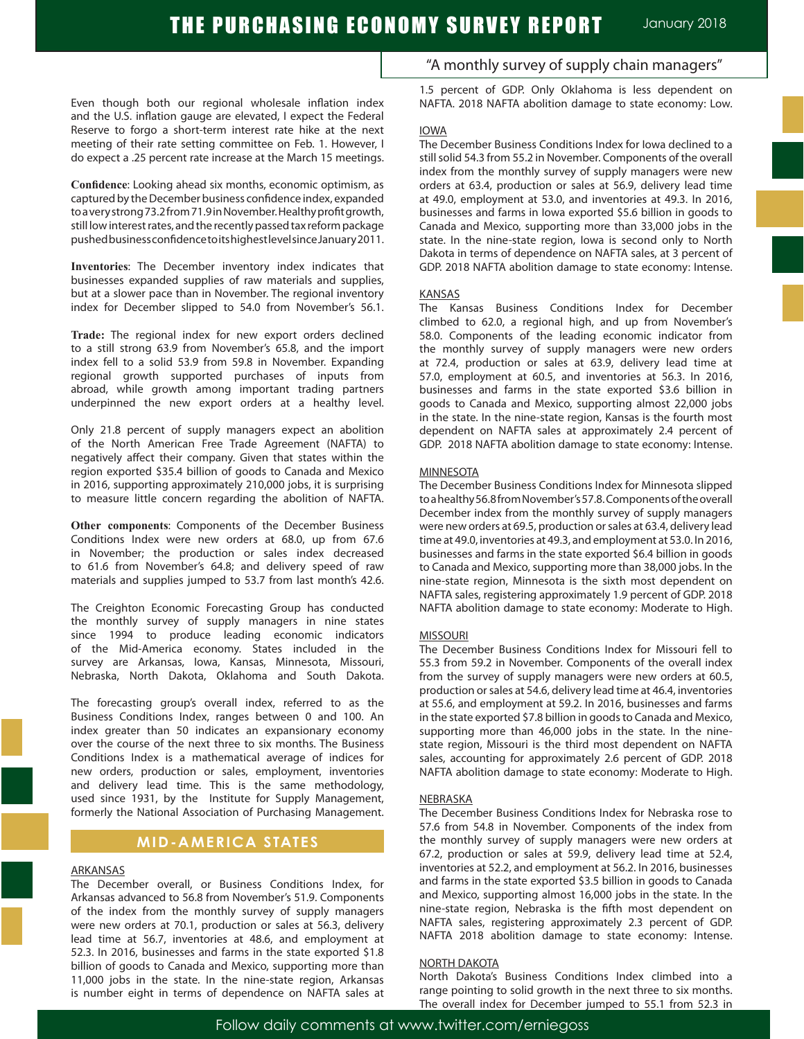Even though both our regional wholesale inflation index and the U.S. inflation gauge are elevated, I expect the Federal Reserve to forgo a short-term interest rate hike at the next meeting of their rate setting committee on Feb. 1. However, I do expect a .25 percent rate increase at the March 15 meetings.

**Confidence**: Looking ahead six months, economic optimism, as captured by the December business confidence index, expanded to a very strong 73.2 from 71.9 in November. Healthy profit growth, still low interest rates, and the recently passed tax reform package pushed business confidence to its highest level since January 2011.

**Inventories**: The December inventory index indicates that businesses expanded supplies of raw materials and supplies, but at a slower pace than in November. The regional inventory index for December slipped to 54.0 from November's 56.1.

**Trade:** The regional index for new export orders declined to a still strong 63.9 from November's 65.8, and the import index fell to a solid 53.9 from 59.8 in November. Expanding regional growth supported purchases of inputs from abroad, while growth among important trading partners underpinned the new export orders at a healthy level.

Only 21.8 percent of supply managers expect an abolition of the North American Free Trade Agreement (NAFTA) to negatively affect their company. Given that states within the region exported $35.4 billion of goods to Canada and Mexico in 2016, supporting approximately 210,000 jobs, it is surprising to measure little concern regarding the abolition of NAFTA.

**Other components**: Components of the December Business Conditions Index were new orders at 68.0, up from 67.6 in November; the production or sales index decreased to 61.6 from November's 64.8; and delivery speed of raw materials and supplies jumped to 53.7 from last month's 42.6.

The Creighton Economic Forecasting Group has conducted the monthly survey of supply managers in nine states since 1994 to produce leading economic indicators of the Mid-America economy. States included in the survey are Arkansas, Iowa, Kansas, Minnesota, Missouri, Nebraska, North Dakota, Oklahoma and South Dakota.

The forecasting group's overall index, referred to as the Business Conditions Index, ranges between 0 and 100. An index greater than 50 indicates an expansionary economy over the course of the next three to six months. The Business Conditions Index is a mathematical average of indices for new orders, production or sales, employment, inventories and delivery lead time. This is the same methodology, used since 1931, by the Institute for Supply Management, formerly the National Association of Purchasing Management.

## MID-AMERICA STATES

### ARKANSAS

The December overall, or Business Conditions Index, for Arkansas advanced to 56.8 from November's 51.9. Components of the index from the monthly survey of supply managers were new orders at 70.1, production or sales at 56.3, delivery lead time at 56.7, inventories at 48.6, and employment at 52.3. In 2016, businesses and farms in the state exported $1.8 billion of goods to Canada and Mexico, supporting more than 11,000 jobs in the state. In the nine-state region, Arkansas is number eight in terms of dependence on NAFTA sales at 1.5 percent of GDP. Only Oklahoma is less dependent on NAFTA. 2018 NAFTA abolition damage to state economy: Low.

### IOWA

The December Business Conditions Index for Iowa declined to a still solid 54.3 from 55.2 in November. Components of the overall index from the monthly survey of supply managers were new orders at 63.4, production or sales at 56.9, delivery lead time at 49.0, employment at 53.0, and inventories at 49.3. In 2016, businesses and farms in Iowa exported $5.6 billion in goods to Canada and Mexico, supporting more than 33,000 jobs in the state. In the nine-state region, Iowa is second only to North Dakota in terms of dependence on NAFTA sales, at 3 percent of GDP. 2018 NAFTA abolition damage to state economy: Intense.

### KANSAS

The Kansas Business Conditions Index for December climbed to 62.0, a regional high, and up from November's 58.0. Components of the leading economic indicator from the monthly survey of supply managers were new orders at 72.4, production or sales at 63.9, delivery lead time at 57.0, employment at 60.5, and inventories at 56.3. In 2016, businesses and farms in the state exported $3.6 billion in goods to Canada and Mexico, supporting almost 22,000 jobs in the state. In the nine-state region, Kansas is the fourth most dependent on NAFTA sales at approximately 2.4 percent of GDP. 2018 NAFTA abolition damage to state economy: Intense.

### MINNESOTA

The December Business Conditions Index for Minnesota slipped to a healthy 56.8 from November's 57.8. Components of the overall December index from the monthly survey of supply managers were new orders at 69.5, production or sales at 63.4, delivery lead time at 49.0, inventories at 49.3, and employment at 53.0. In 2016, businesses and farms in the state exported $6.4 billion in goods to Canada and Mexico, supporting more than 38,000 jobs. In the nine-state region, Minnesota is the sixth most dependent on NAFTA sales, registering approximately 1.9 percent of GDP. 2018 NAFTA abolition damage to state economy: Moderate to High.

### MISSOURI

The December Business Conditions Index for Missouri fell to 55.3 from 59.2 in November. Components of the overall index from the survey of supply managers were new orders at 60.5, production or sales at 54.6, delivery lead time at 46.4, inventories at 55.6, and employment at 59.2. In 2016, businesses and farms in the state exported $7.8 billion in goods to Canada and Mexico, supporting more than 46,000 jobs in the state. In the nine-state region, Missouri is the third most dependent on NAFTA sales, accounting for approximately 2.6 percent of GDP. 2018 NAFTA abolition damage to state economy: Moderate to High.

### NEBRASKA

The December Business Conditions Index for Nebraska rose to 57.6 from 54.8 in November. Components of the index from the monthly survey of supply managers were new orders at 67.2, production or sales at 59.9, delivery lead time at 52.4, inventories at 52.2, and employment at 56.2. In 2016, businesses and farms in the state exported $3.5 billion in goods to Canada and Mexico, supporting almost 16,000 jobs in the state. In the nine-state region, Nebraska is the fifth most dependent on NAFTA sales, registering approximately 2.3 percent of GDP. NAFTA 2018 abolition damage to state economy: Intense.

### NORTH DAKOTA

North Dakota's Business Conditions Index climbed into a range pointing to solid growth in the next three to six months. The overall index for December jumped to 55.1 from 52.3 in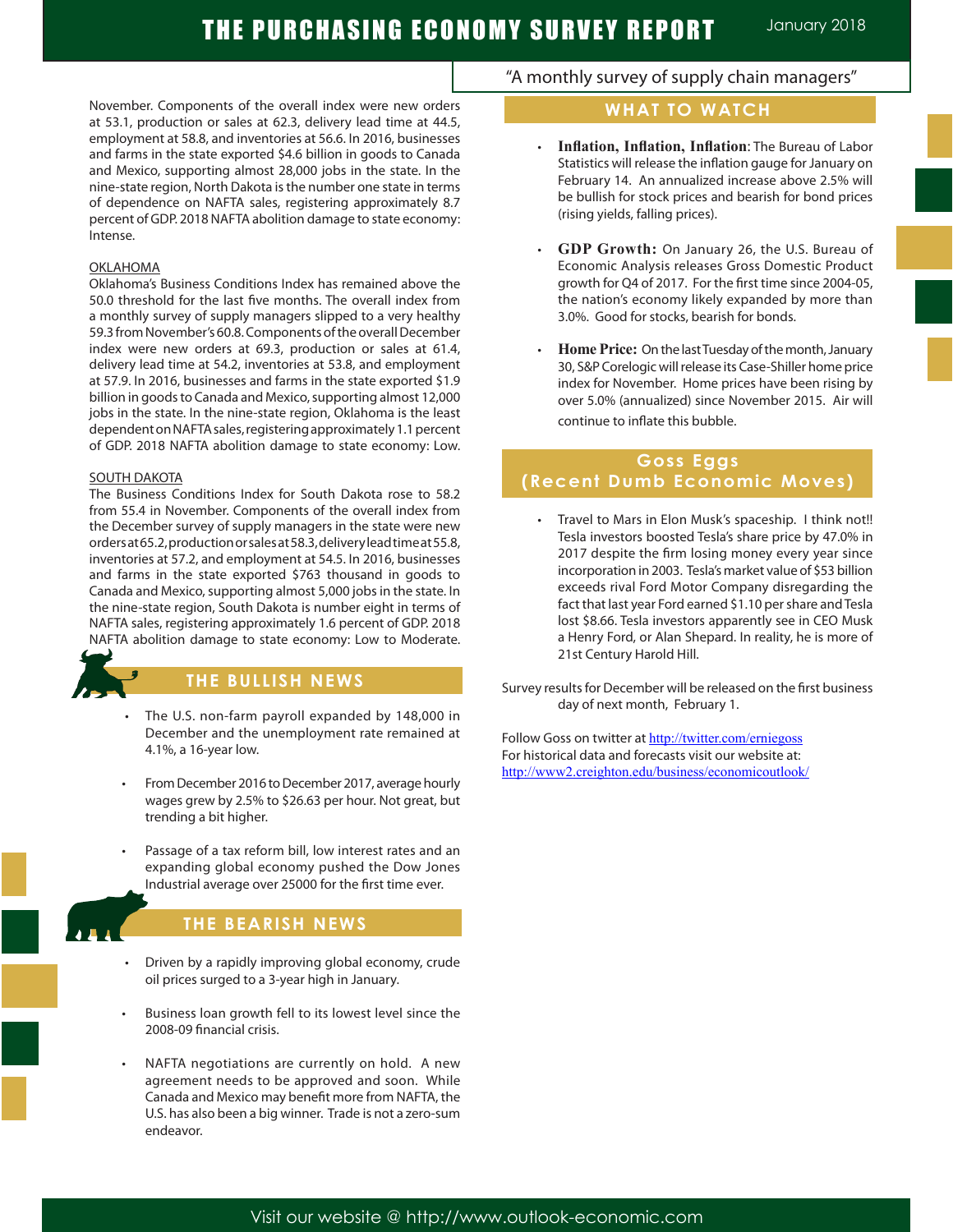November. Components of the overall index were new orders at 53.1, production or sales at 62.3, delivery lead time at 44.5, employment at 58.8, and inventories at 56.6. In 2016, businesses and farms in the state exported $4.6 billion in goods to Canada and Mexico, supporting almost 28,000 jobs in the state. In the nine-state region, North Dakota is the number one state in terms of dependence on NAFTA sales, registering approximately 8.7 percent of GDP. 2018 NAFTA abolition damage to state economy: Intense.

OKLAHOMA

Oklahoma's Business Conditions Index has remained above the 50.0 threshold for the last five months. The overall index from a monthly survey of supply managers slipped to a very healthy 59.3 from November's 60.8. Components of the overall December index were new orders at 69.3, production or sales at 61.4, delivery lead time at 54.2, inventories at 53.8, and employment at 57.9. In 2016, businesses and farms in the state exported $1.9 billion in goods to Canada and Mexico, supporting almost 12,000 jobs in the state. In the nine-state region, Oklahoma is the least dependent on NAFTA sales, registering approximately 1.1 percent of GDP. 2018 NAFTA abolition damage to state economy: Low.

SOUTH DAKOTA

The Business Conditions Index for South Dakota rose to 58.2 from 55.4 in November. Components of the overall index from the December survey of supply managers in the state were new orders at 65.2, production or sales at 58.3, delivery lead time at 55.8, inventories at 57.2, and employment at 54.5. In 2016, businesses and farms in the state exported $763 thousand in goods to Canada and Mexico, supporting almost 5,000 jobs in the state. In the nine-state region, South Dakota is number eight in terms of NAFTA sales, registering approximately 1.6 percent of GDP. 2018 NAFTA abolition damage to state economy: Low to Moderate.

## THE BULLISH NEWS

- The U.S. non-farm payroll expanded by 148,000 in December and the unemployment rate remained at 4.1%, a 16-year low.
- From December 2016 to December 2017, average hourly wages grew by 2.5% to $26.63 per hour. Not great, but trending a bit higher.
- Passage of a tax reform bill, low interest rates and an expanding global economy pushed the Dow Jones Industrial average over 25000 for the first time ever.

## THE BEARISH NEWS

- Driven by a rapidly improving global economy, crude oil prices surged to a 3-year high in January.
- Business loan growth fell to its lowest level since the 2008-09 financial crisis.
- NAFTA negotiations are currently on hold. A new agreement needs to be approved and soon. While Canada and Mexico may benefit more from NAFTA, the U.S. has also been a big winner. Trade is not a zero-sum endeavor.

## WHAT TO WATCH

- **Inflation, Inflation, Inflation**: The Bureau of Labor Statistics will release the inflation gauge for January on February 14. An annualized increase above 2.5% will be bullish for stock prices and bearish for bond prices (rising yields, falling prices).
- **GDP Growth:** On January 26, the U.S. Bureau of Economic Analysis releases Gross Domestic Product growth for Q4 of 2017. For the first time since 2004-05, the nation's economy likely expanded by more than 3.0%. Good for stocks, bearish for bonds.
- **Home Price:** On the last Tuesday of the month, January 30, S&P Corelogic will release its Case-Shiller home price index for November. Home prices have been rising by over 5.0% (annualized) since November 2015. Air will continue to inflate this bubble.

## Goss Eggs (Recent Dumb Economic Moves)

- Travel to Mars in Elon Musk's spaceship. I think not!! Tesla investors boosted Tesla's share price by 47.0% in 2017 despite the firm losing money every year since incorporation in 2003. Tesla's market value of $53 billion exceeds rival Ford Motor Company disregarding the fact that last year Ford earned $1.10 per share and Tesla lost $8.66. Tesla investors apparently see in CEO Musk a Henry Ford, or Alan Shepard. In reality, he is more of 21st Century Harold Hill.

Survey results for December will be released on the first business day of next month, February 1.

Follow Goss on twitter at http://twitter.com/erniegoss
For historical data and forecasts visit our website at:
http://www2.creighton.edu/business/economicoutlook/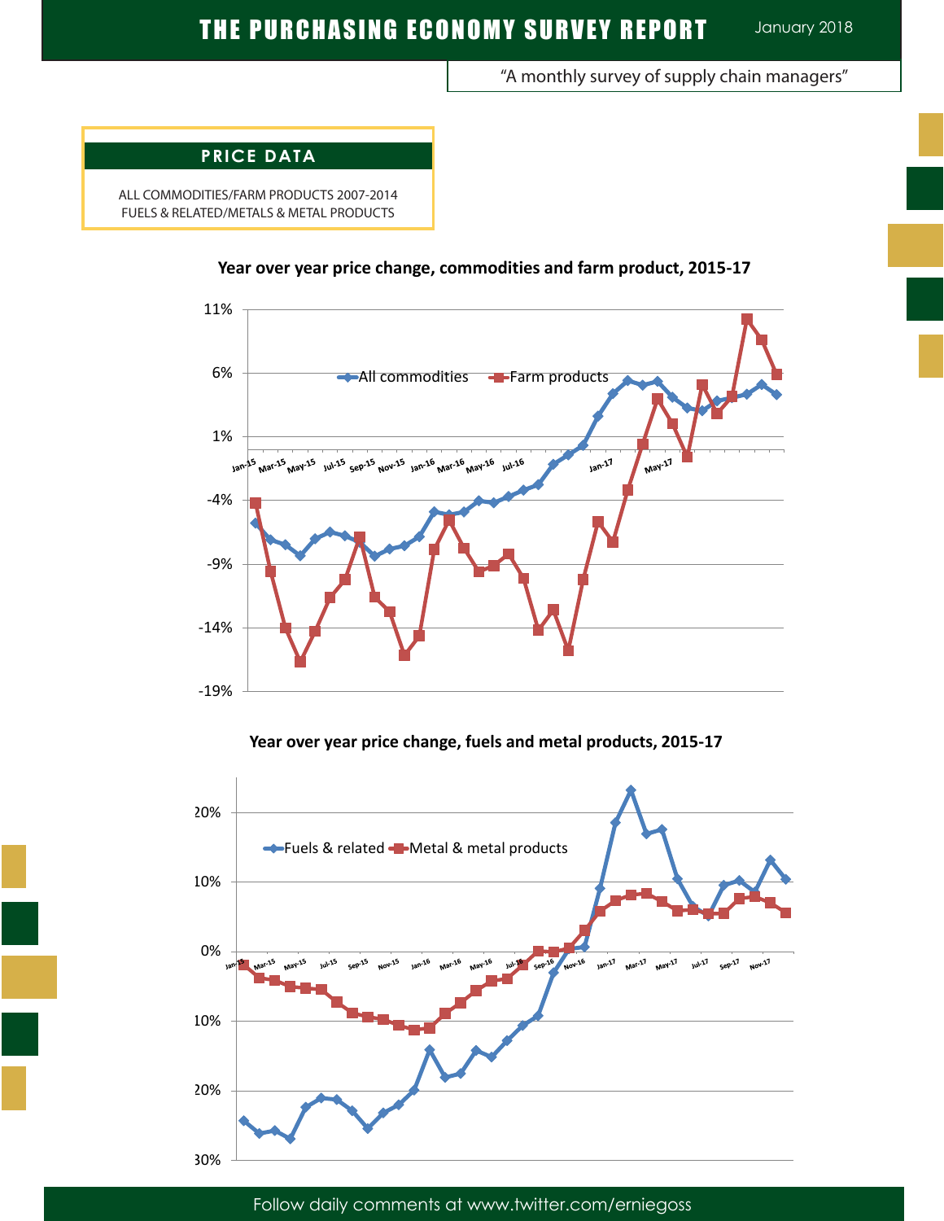# THE PURCHASING ECONOMY SURVEY REPORT

January 2018

"A monthly survey of supply chain managers"

## PRICE DATA

ALL COMMODITIES/FARM PRODUCTS 2007-2014
FUELS & RELATED/METALS & METAL PRODUCTS

**Year over year price change, commodities and farm product, 2015-17**

11%
6%
1%
-4%
-9%
-14%
-19%

All commodities
Farm products

Jan-15 Mar-15 May-15 Jul-15 Sep-15 Nov-15 Jan-16 Mar-16 May-16 Jul-16 Jan-17 May-17

**Year over year price change, fuels and metal products, 2015-17**

20%
10%
0%
10%
20%
30%

Fuels & related
Metal & metal products

Jan-15 Mar-15 May-15 Jul-15 Sep-15 Nov-15 Jan-16 Mar-16 May-16 Jul-16 Sep-16 Nov-16 Jan-17 Mar-17 May-17 Jul-17 Sep-17 Nov-17

Follow daily comments at www.twitter.com/erniegoss